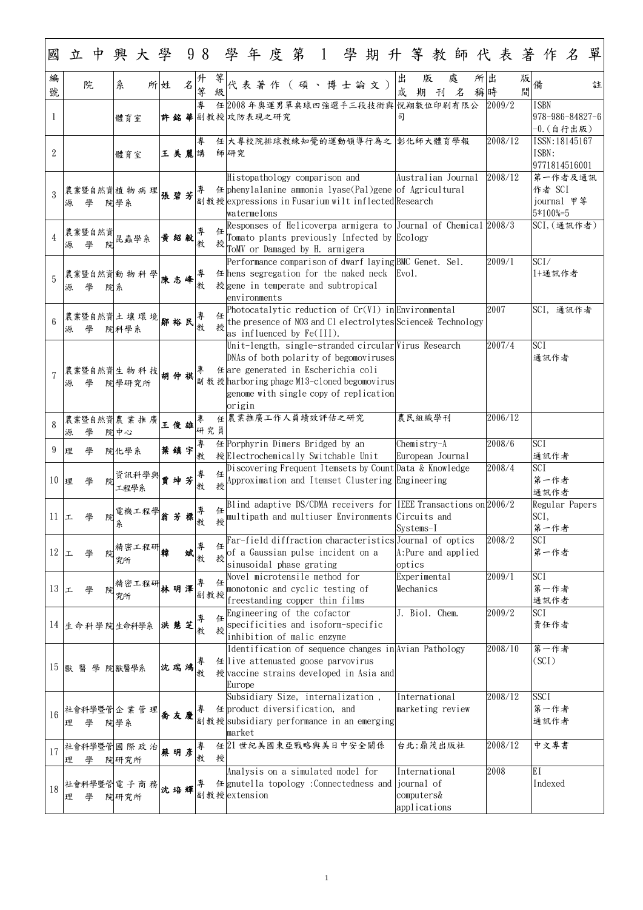# 國立中興大學98學年度第1學期升等教師代表著作名單

| 編號 | 院 | 系所 | 姓名 | 升等等級 | 代表著作（碩、博士論文） | 出版處所或期刊名稱 | 出版時間 | 備註 |
|---|---|---|---|---|---|---|---|---|
| 1 | | 體育室 | 許銘華 | 專任副教授 | 2008年奧運男單桌球四強選手三段技術與攻防表現之研究 | 悅翔數位印刷有限公司 | 2009/2 | ISBN 978-986-84827-6-0.(自行出版) |
| 2 | | 體育室 | 王美麗 | 專任講師 | 大專校院排球教練知覺的運動領導行為之研究 | 彰化師大體育學報 | 2008/12 | ISSN:18145167 ISBN: 9771814516001 |
| 3 | 農業暨自然資源學院 | 植物病理學系 | 張碧芳 | 專任副教授 | Histopathology comparison and phenylalanine ammonia lyase(Pal)gene expressions in Fusarium wilt inflected watermelons | Australian Journal of Agricultural Research | 2008/12 | 第一作者及通訊作者 SCI journal 甲等 5*100%=5 |
| 4 | 農業暨自然資源學院 | 昆蟲學系 | 黃紹毅 | 專任教授 | Responses of Helicoverpa armigera to Tomato plants previously Infected by ToMV or Damaged by H. armigera | Journal of Chemical Ecology | 2008/3 | SCI,(通訊作者) |
| 5 | 農業暨自然資源學院 | 動物科學系 | 陳志峰 | 專任教授 | Performance comparison of dwarf laying hens segregation for the naked neck gene in temperate and subtropical environments | BMC Genet. Sel. Evol. | 2009/1 | SCI/ I+通訊作者 |
| 6 | 農業暨自然資源學院 | 土壤環境科學系 | 鄒裕民 | 專任教授 | Photocatalytic reduction of Cr(VI) in the presence of NO3 and Cl electrolytes as influenced by Fe(III). | Environmental Science& Technology | 2007 | SCI, 通訊作者 |
| 7 | 農業暨自然資源學院 | 生物科技學研究所 | 胡仲祺 | 專任副教授 | Unit-length, single-stranded circular DNAs of both polarity of begomoviruses are generated in Escherichia coli harboring phage M13-cloned begomovirus genome with single copy of replication origin | Virus Research | 2007/4 | SCI 通訊作者 |
| 8 | 農業暨自然資源學院 | 農業推廣中心 | 王俊雄 | 專任研究員 | 農業推廣工作人員績效評估之研究 | 農民組織學刊 | 2006/12 | |
| 9 | 理學院 | 化學系 | 葉鎮宇 | 專任教授 | Porphyrin Dimers Bridged by an Electrochemically Switchable Unit | Chemistry-A European Journal | 2008/6 | SCI 通訊作者 |
| 10 | 理學院 | 資訊科學與工程學系 | 賈坤芳 | 專任教授 | Discovering Frequent Itemsets by Count Approximation and Itemset Clustering | Data & Knowledge Engineering | 2008/4 | SCI 第一作者 通訊作者 |
| 11 | 工學院 | 電機工程學系 | 翁芳標 | 專任教授 | Blind adaptive DS/CDMA receivers for multipath and multiuser Environments | IEEE Transactions on Circuits and Systems-I | 2006/2 | Regular Papers SCI, 第一作者 |
| 12 | 工學院 | 精密工程研究所 | 韓斌 | 專任教授 | Far-field diffraction characteristics of a Gaussian pulse incident on a sinusoidal phase grating | Journal of optics A:Pure and applied optics | 2008/2 | SCI 第一作者 |
| 13 | 工學院 | 精密工程研究所 | 林明澤 | 專任副教授 | Novel microtensile method for monotonic and cyclic testing of freestanding copper thin films | Experimental Mechanics | 2009/1 | SCI 第一作者 通訊作者 |
| 14 | 生命科學院 | 生命科學系 | 洪慧芝 | 專任教授 | Engineering of the cofactor specificities and isoform-specific inhibition of malic enzyme | J. Biol. Chem. | 2009/2 | SCI 責任作者 |
| 15 | 獸醫學院 | 獸醫學系 | 沈瑞鴻 | 專任教授 | Identification of sequence changes in live attenuated goose parvovirus vaccine strains developed in Asia and Europe | Avian Pathology | 2008/10 | 第一作者 (SCI) |
| 16 | 社會科學暨管理學院 | 企業管理學系 | 喬友慶 | 專任副教授 | Subsidiary Size, internalization, product diversification, and subsidiary performance in an emerging market | International marketing review | 2008/12 | SSCI 第一作者 通訊作者 |
| 17 | 社會科學暨管理學院 | 國際政治研究所 | 蔡明彥 | 專任教授 | 21世紀美國東亞戰略與美日中安全關係 | 台北:鼎茂出版社 | 2008/12 | 中文專書 |
| 18 | 社會科學暨管理學院 | 電子商務研究所 | 沈培輝 | 專任副教授 | Analysis on a simulated model for gnutella topology :Connectedness and extension | International journal of computers& applications | 2008 | EI Indexed |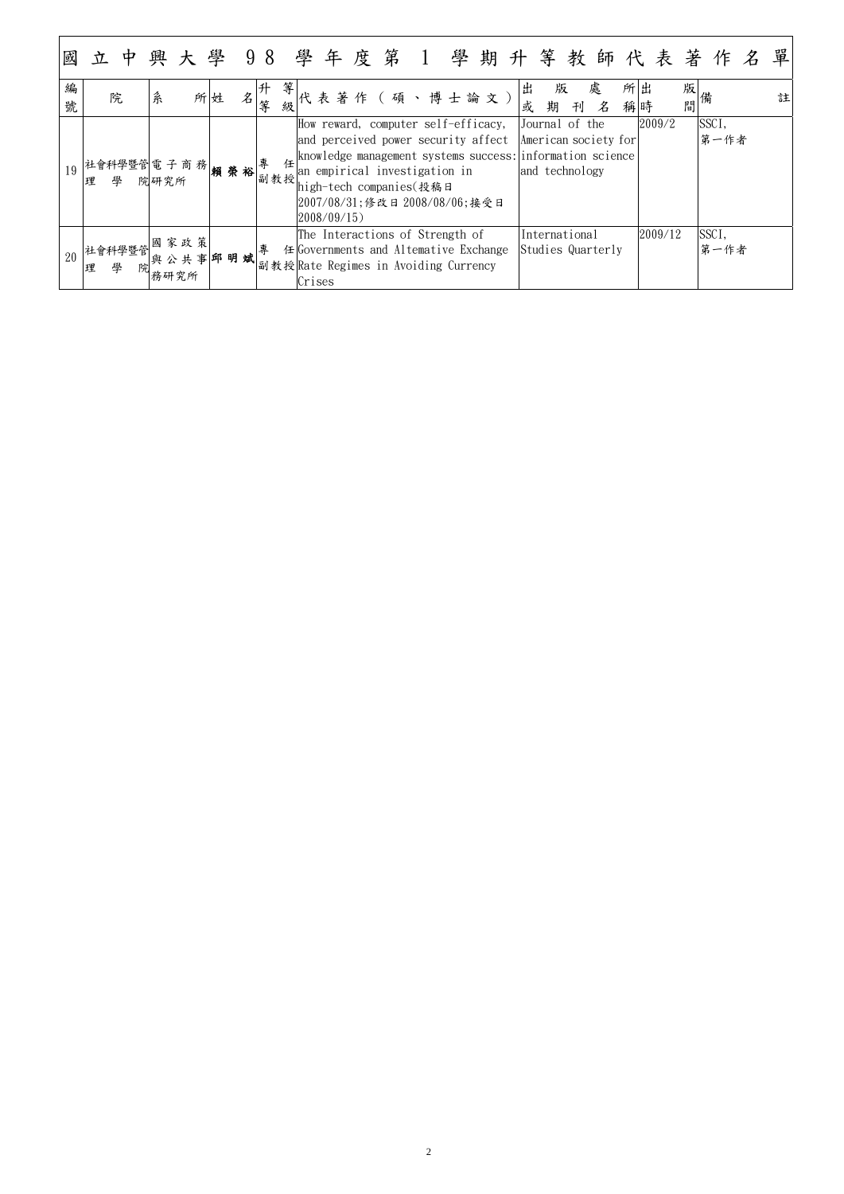# 國立中興大學 98 學年度第 1 學期升等教師代表著作名單

| 編號 | 院 | 系所 | 姓名 | 升等等級 | 代表著作（碩、博士論文） | 出版處所或期刊名稱 | 出版時間 | 備註 |
|---|---|---|---|---|---|---|---|---|
| 19 | 社會科學暨管理學院 | 電子商務研究所 | **賴榮裕** | 專任副教授 | How reward, computer self-efficacy, and perceived power security affect knowledge management systems success: an empirical investigation in high-tech companies(投稿日 2007/08/31;修改日 2008/08/06;接受日 2008/09/15) | Journal of the American society for information science and technology | 2009/2 | SSCI, 第一作者 |
| 20 | 社會科學暨管理學院 | 國家政策與公共事務研究所 | **邱明斌** | 專任副教授 | The Interactions of Strength of Governments and Altemative Exchange Rate Regimes in Avoiding Currency Crises | International Studies Quarterly | 2009/12 | SSCI, 第一作者 |